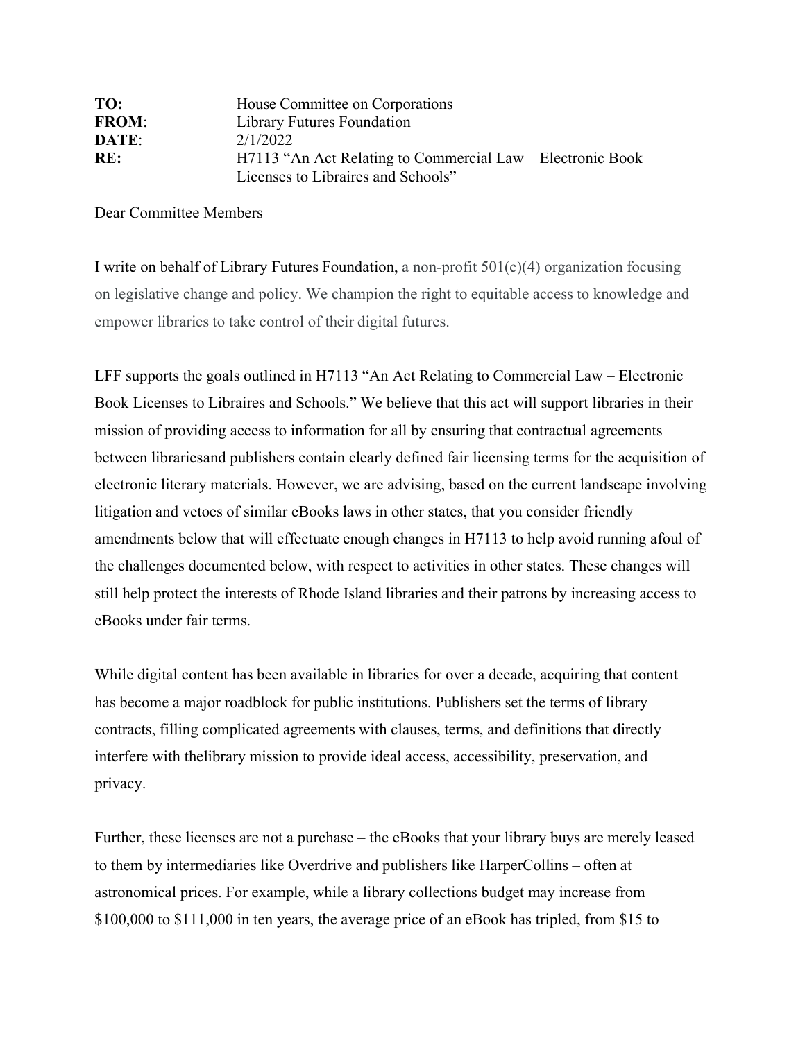**TO:** House Committee on Corporations
**FROM**: Library Futures Foundation
**DATE**: 2/1/2022
**RE:** H7113 "An Act Relating to Commercial Law – Electronic Book Licenses to Libraires and Schools"

Dear Committee Members –

I write on behalf of Library Futures Foundation, a non-profit 501(c)(4) organization focusing on legislative change and policy. We champion the right to equitable access to knowledge and empower libraries to take control of their digital futures.

LFF supports the goals outlined in H7113 "An Act Relating to Commercial Law – Electronic Book Licenses to Libraires and Schools." We believe that this act will support libraries in their mission of providing access to information for all by ensuring that contractual agreements between librariesand publishers contain clearly defined fair licensing terms for the acquisition of electronic literary materials. However, we are advising, based on the current landscape involving litigation and vetoes of similar eBooks laws in other states, that you consider friendly amendments below that will effectuate enough changes in H7113 to help avoid running afoul of the challenges documented below, with respect to activities in other states. These changes will still help protect the interests of Rhode Island libraries and their patrons by increasing access to eBooks under fair terms.

While digital content has been available in libraries for over a decade, acquiring that content has become a major roadblock for public institutions. Publishers set the terms of library contracts, filling complicated agreements with clauses, terms, and definitions that directly interfere with thelibrary mission to provide ideal access, accessibility, preservation, and privacy.

Further, these licenses are not a purchase – the eBooks that your library buys are merely leased to them by intermediaries like Overdrive and publishers like HarperCollins – often at astronomical prices. For example, while a library collections budget may increase from $100,000 to $111,000 in ten years, the average price of an eBook has tripled, from $15 to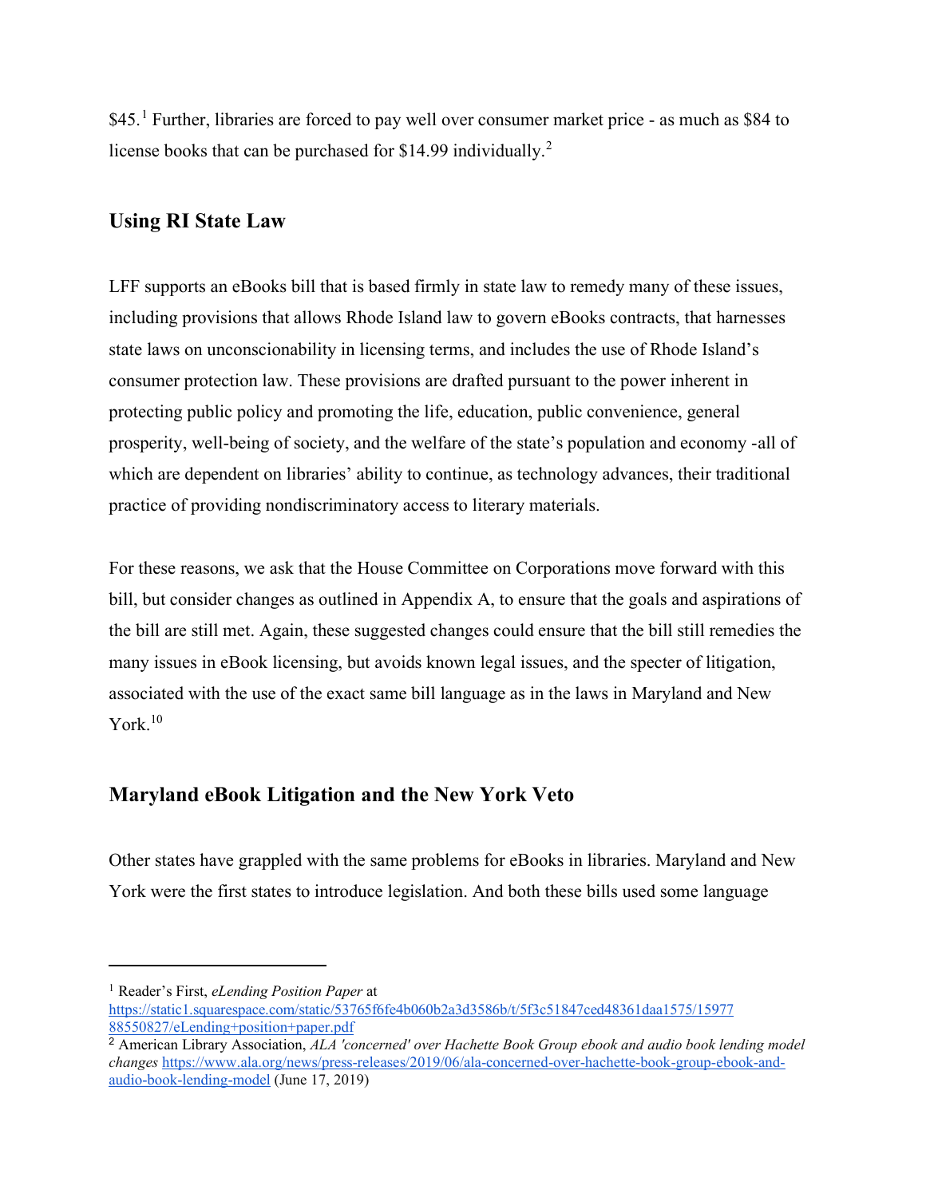$45.[1] Further, libraries are forced to pay well over consumer market price - as much as $84 to license books that can be purchased for $14.99 individually.[2]

## Using RI State Law

LFF supports an eBooks bill that is based firmly in state law to remedy many of these issues, including provisions that allows Rhode Island law to govern eBooks contracts, that harnesses state laws on unconscionability in licensing terms, and includes the use of Rhode Island's consumer protection law. These provisions are drafted pursuant to the power inherent in protecting public policy and promoting the life, education, public convenience, general prosperity, well-being of society, and the welfare of the state's population and economy -all of which are dependent on libraries' ability to continue, as technology advances, their traditional practice of providing nondiscriminatory access to literary materials.

For these reasons, we ask that the House Committee on Corporations move forward with this bill, but consider changes as outlined in Appendix A, to ensure that the goals and aspirations of the bill are still met. Again, these suggested changes could ensure that the bill still remedies the many issues in eBook licensing, but avoids known legal issues, and the specter of litigation, associated with the use of the exact same bill language as in the laws in Maryland and New York.[10]

## Maryland eBook Litigation and the New York Veto

Other states have grappled with the same problems for eBooks in libraries. Maryland and New York were the first states to introduce legislation. And both these bills used some language

---

[1] Reader's First, *eLending Position Paper* at https://static1.squarespace.com/static/53765f6fe4b060b2a3d3586b/t/5f3c51847ced48361daa1575/1597788550827/eLending+position+paper.pdf

[2] American Library Association, *ALA 'concerned' over Hachette Book Group ebook and audio book lending model changes* https://www.ala.org/news/press-releases/2019/06/ala-concerned-over-hachette-book-group-ebook-and-audio-book-lending-model (June 17, 2019)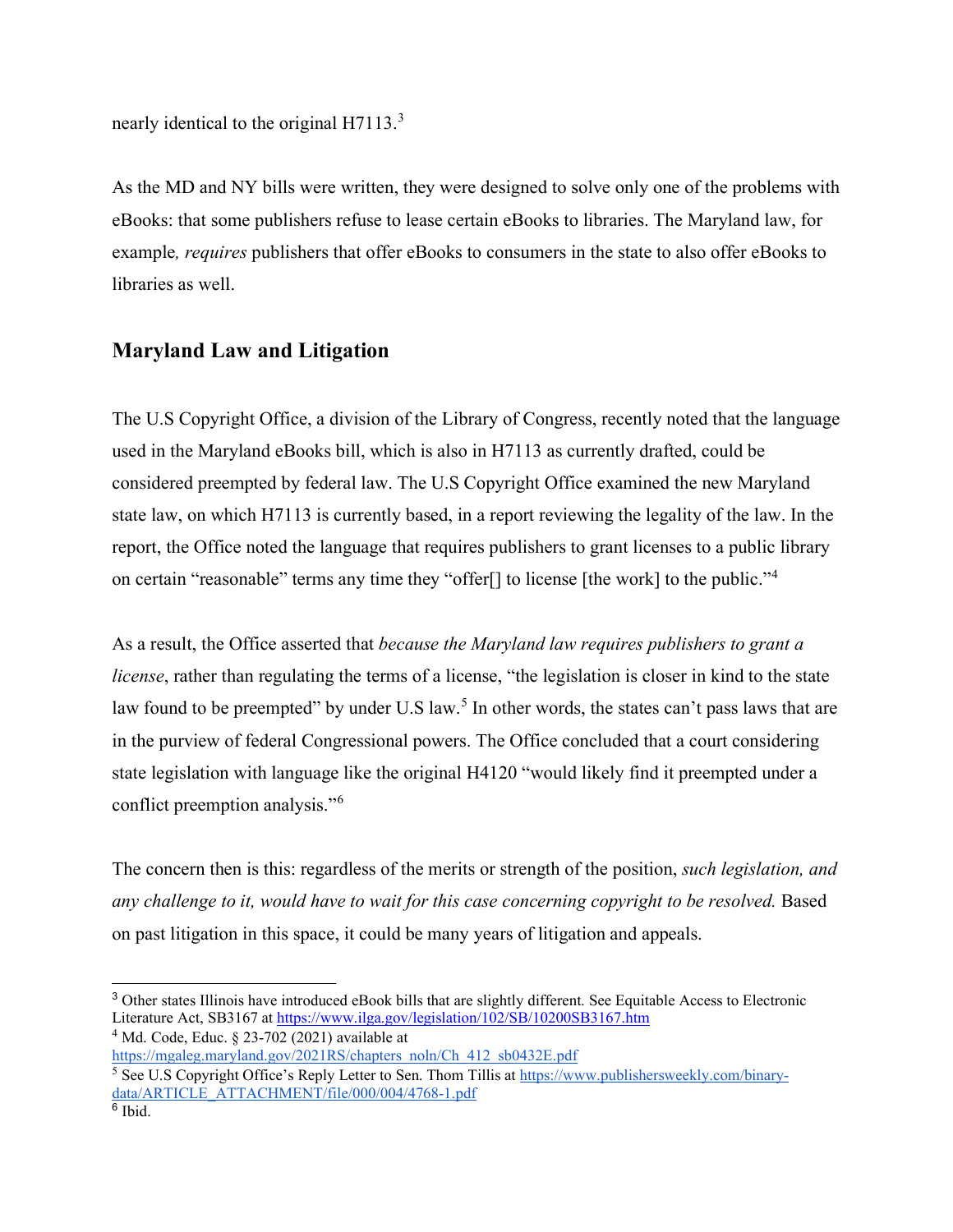nearly identical to the original H7113.[3]

As the MD and NY bills were written, they were designed to solve only one of the problems with eBooks: that some publishers refuse to lease certain eBooks to libraries. The Maryland law, for example*, requires* publishers that offer eBooks to consumers in the state to also offer eBooks to libraries as well.

## Maryland Law and Litigation

The U.S Copyright Office, a division of the Library of Congress, recently noted that the language used in the Maryland eBooks bill, which is also in H7113 as currently drafted, could be considered preempted by federal law. The U.S Copyright Office examined the new Maryland state law, on which H7113 is currently based, in a report reviewing the legality of the law. In the report, the Office noted the language that requires publishers to grant licenses to a public library on certain "reasonable" terms any time they "offer[] to license [the work] to the public."[4]

As a result, the Office asserted that *because the Maryland law requires publishers to grant a license*, rather than regulating the terms of a license, "the legislation is closer in kind to the state law found to be preempted" by under U.S law.[5] In other words, the states can't pass laws that are in the purview of federal Congressional powers. The Office concluded that a court considering state legislation with language like the original H4120 "would likely find it preempted under a conflict preemption analysis."[6]

The concern then is this: regardless of the merits or strength of the position, *such legislation, and any challenge to it, would have to wait for this case concerning copyright to be resolved.* Based on past litigation in this space, it could be many years of litigation and appeals.

---

[3] Other states Illinois have introduced eBook bills that are slightly different. See Equitable Access to Electronic Literature Act, SB3167 at https://www.ilga.gov/legislation/102/SB/10200SB3167.htm

[4] Md. Code, Educ. § 23-702 (2021) available at https://mgaleg.maryland.gov/2021RS/chapters_noln/Ch_412_sb0432E.pdf

[5] See U.S Copyright Office's Reply Letter to Sen. Thom Tillis at https://www.publishersweekly.com/binary-data/ARTICLE_ATTACHMENT/file/000/004/4768-1.pdf

[6] Ibid.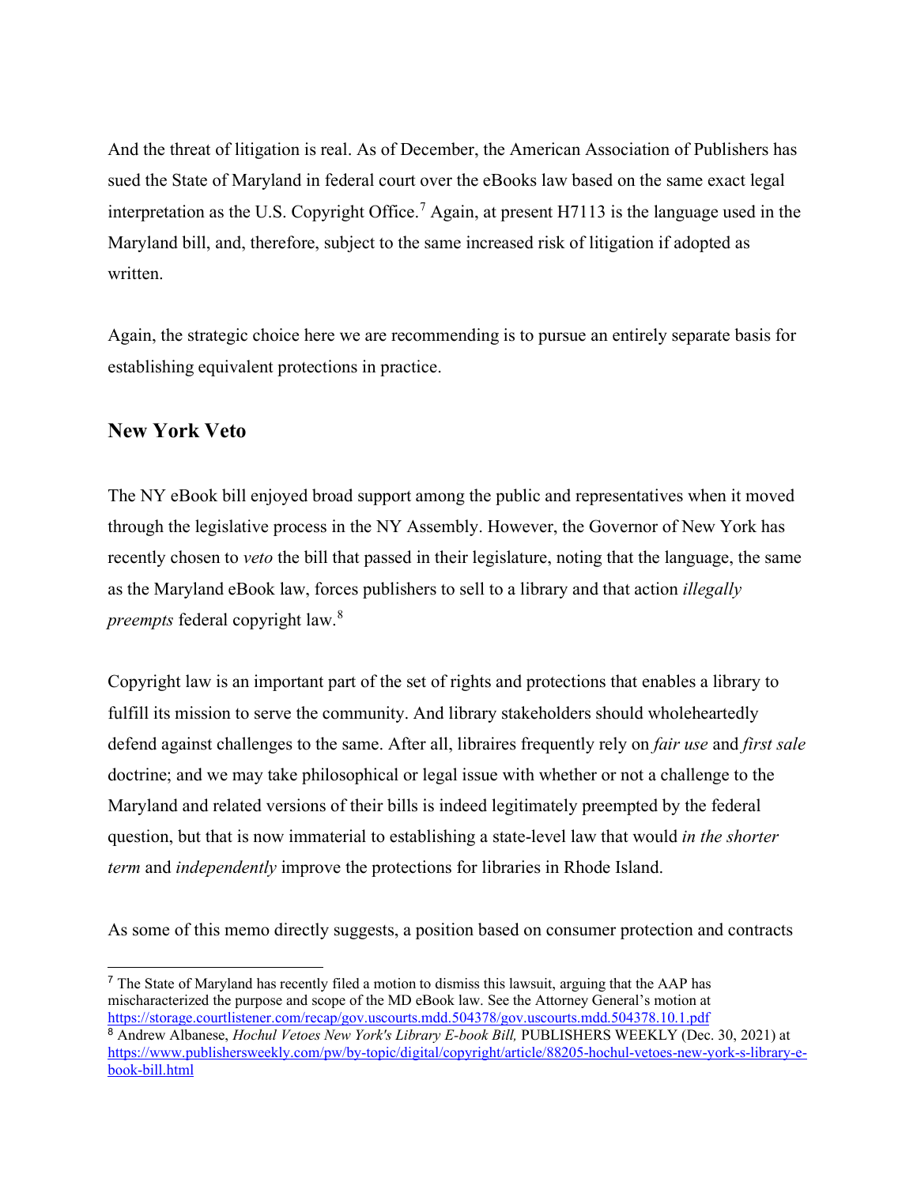And the threat of litigation is real. As of December, the American Association of Publishers has sued the State of Maryland in federal court over the eBooks law based on the same exact legal interpretation as the U.S. Copyright Office.[7] Again, at present H7113 is the language used in the Maryland bill, and, therefore, subject to the same increased risk of litigation if adopted as written.

Again, the strategic choice here we are recommending is to pursue an entirely separate basis for establishing equivalent protections in practice.

## New York Veto

The NY eBook bill enjoyed broad support among the public and representatives when it moved through the legislative process in the NY Assembly. However, the Governor of New York has recently chosen to *veto* the bill that passed in their legislature, noting that the language, the same as the Maryland eBook law, forces publishers to sell to a library and that action *illegally preempts* federal copyright law.[8]

Copyright law is an important part of the set of rights and protections that enables a library to fulfill its mission to serve the community. And library stakeholders should wholeheartedly defend against challenges to the same. After all, libraires frequently rely on *fair use* and *first sale* doctrine; and we may take philosophical or legal issue with whether or not a challenge to the Maryland and related versions of their bills is indeed legitimately preempted by the federal question, but that is now immaterial to establishing a state-level law that would *in the shorter term* and *independently* improve the protections for libraries in Rhode Island.

As some of this memo directly suggests, a position based on consumer protection and contracts

---

[7] The State of Maryland has recently filed a motion to dismiss this lawsuit, arguing that the AAP has mischaracterized the purpose and scope of the MD eBook law. See the Attorney General's motion at https://storage.courtlistener.com/recap/gov.uscourts.mdd.504378/gov.uscourts.mdd.504378.10.1.pdf

[8] Andrew Albanese, *Hochul Vetoes New York's Library E-book Bill,* PUBLISHERS WEEKLY (Dec. 30, 2021) at https://www.publishersweekly.com/pw/by-topic/digital/copyright/article/88205-hochul-vetoes-new-york-s-library-e-book-bill.html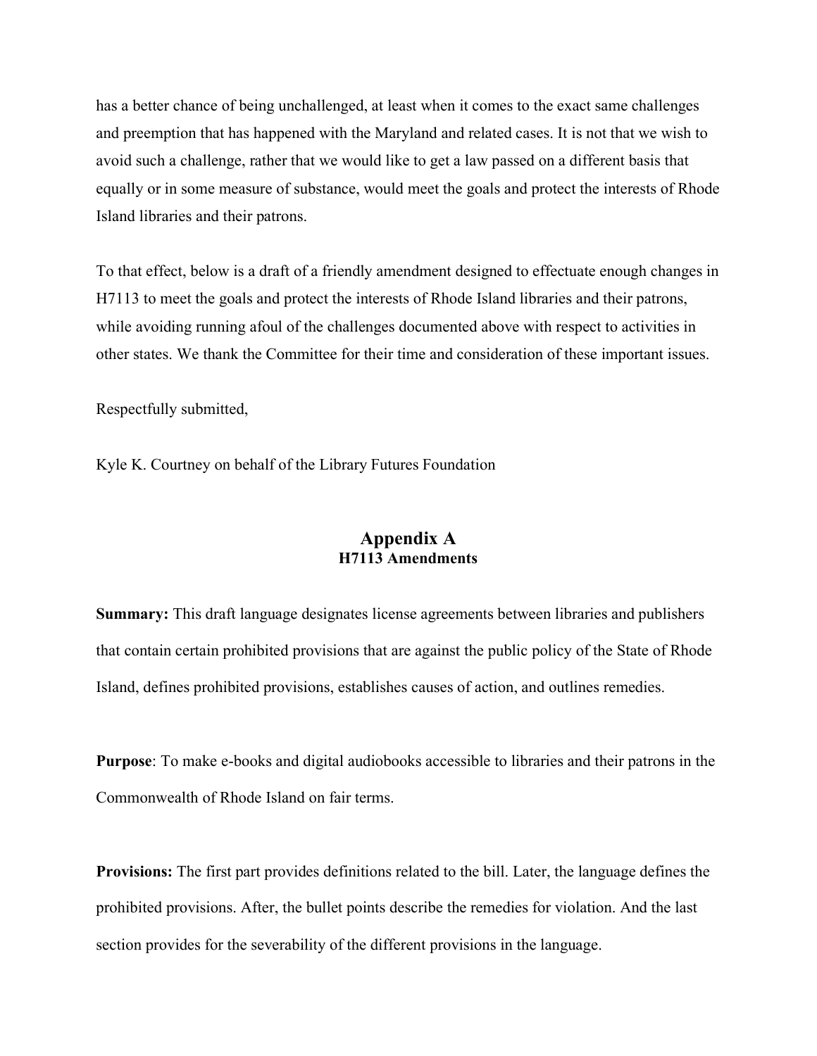has a better chance of being unchallenged, at least when it comes to the exact same challenges and preemption that has happened with the Maryland and related cases. It is not that we wish to avoid such a challenge, rather that we would like to get a law passed on a different basis that equally or in some measure of substance, would meet the goals and protect the interests of Rhode Island libraries and their patrons.

To that effect, below is a draft of a friendly amendment designed to effectuate enough changes in H7113 to meet the goals and protect the interests of Rhode Island libraries and their patrons, while avoiding running afoul of the challenges documented above with respect to activities in other states. We thank the Committee for their time and consideration of these important issues.

Respectfully submitted,

Kyle K. Courtney on behalf of the Library Futures Foundation

## Appendix A
### H7113 Amendments

**Summary:** This draft language designates license agreements between libraries and publishers that contain certain prohibited provisions that are against the public policy of the State of Rhode Island, defines prohibited provisions, establishes causes of action, and outlines remedies.

**Purpose**: To make e-books and digital audiobooks accessible to libraries and their patrons in the Commonwealth of Rhode Island on fair terms.

**Provisions:** The first part provides definitions related to the bill. Later, the language defines the prohibited provisions. After, the bullet points describe the remedies for violation. And the last section provides for the severability of the different provisions in the language.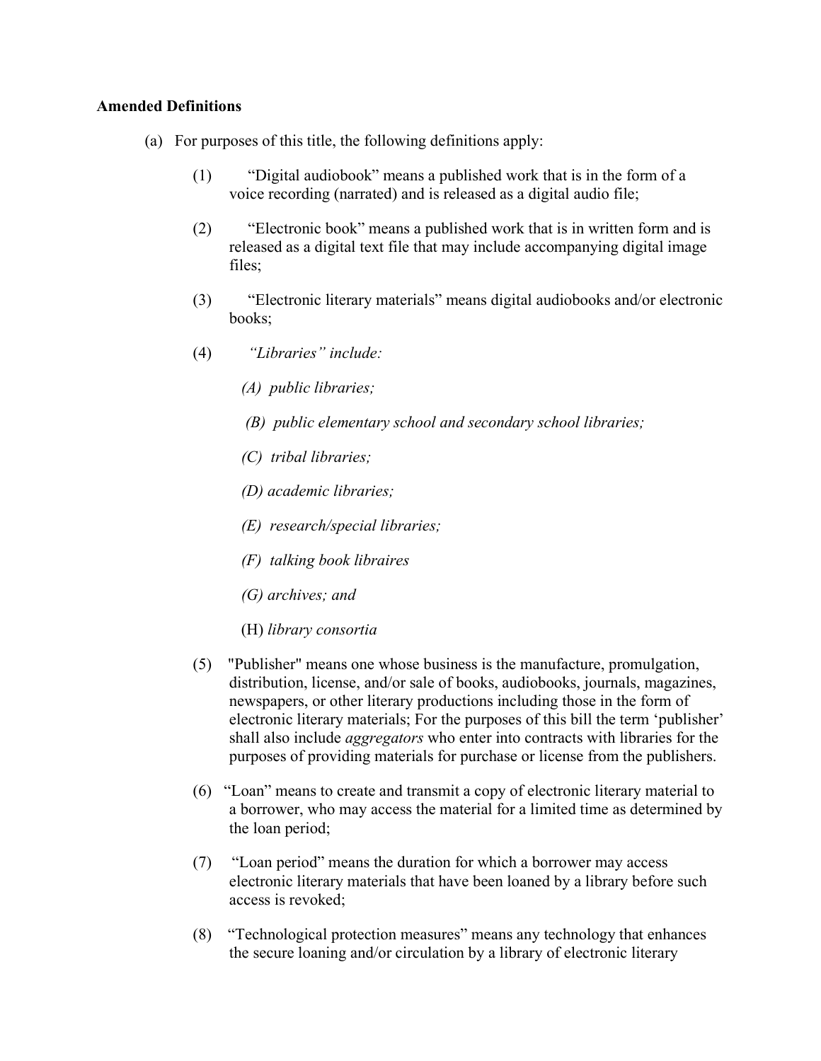**Amended Definitions**

(a) For purposes of this title, the following definitions apply:

(1) "Digital audiobook" means a published work that is in the form of a voice recording (narrated) and is released as a digital audio file;

(2) "Electronic book" means a published work that is in written form and is released as a digital text file that may include accompanying digital image files;

(3) "Electronic literary materials" means digital audiobooks and/or electronic books;

(4) *"Libraries" include:*

*(A) public libraries;*

*(B) public elementary school and secondary school libraries;*

*(C) tribal libraries;*

*(D) academic libraries;*

*(E) research/special libraries;*

*(F) talking book libraires*

*(G) archives; and*

(H) *library consortia*

(5) "Publisher" means one whose business is the manufacture, promulgation, distribution, license, and/or sale of books, audiobooks, journals, magazines, newspapers, or other literary productions including those in the form of electronic literary materials; For the purposes of this bill the term 'publisher' shall also include *aggregators* who enter into contracts with libraries for the purposes of providing materials for purchase or license from the publishers.

(6) "Loan" means to create and transmit a copy of electronic literary material to a borrower, who may access the material for a limited time as determined by the loan period;

(7) "Loan period" means the duration for which a borrower may access electronic literary materials that have been loaned by a library before such access is revoked;

(8) "Technological protection measures" means any technology that enhances the secure loaning and/or circulation by a library of electronic literary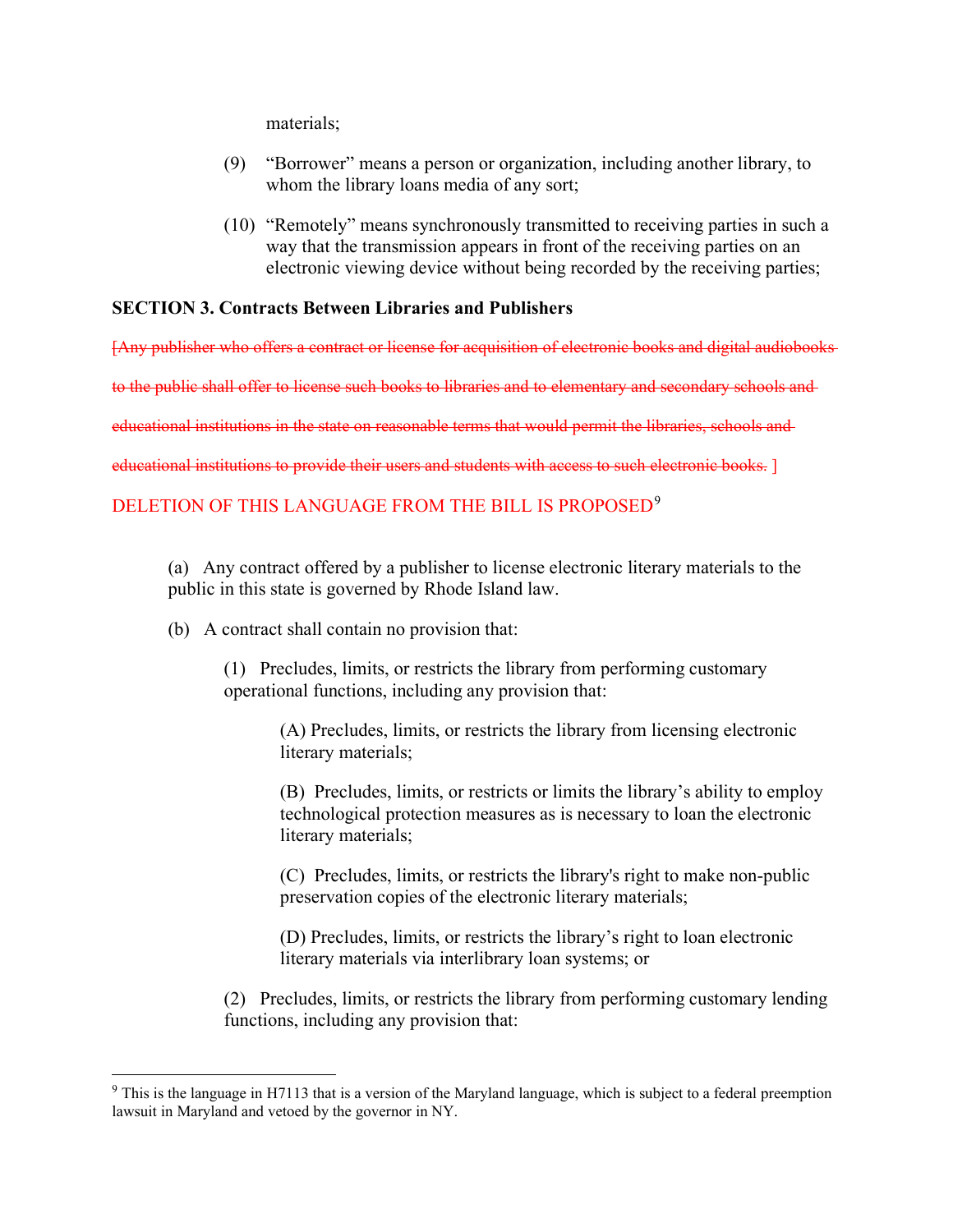materials;

(9) "Borrower" means a person or organization, including another library, to whom the library loans media of any sort;

(10) "Remotely" means synchronously transmitted to receiving parties in such a way that the transmission appears in front of the receiving parties on an electronic viewing device without being recorded by the receiving parties;

**SECTION 3. Contracts Between Libraries and Publishers**

~~[Any publisher who offers a contract or license for acquisition of electronic books and digital audiobooks to the public shall offer to license such books to libraries and to elementary and secondary schools and educational institutions in the state on reasonable terms that would permit the libraries, schools and educational institutions to provide their users and students with access to such electronic books.]~~

DELETION OF THIS LANGUAGE FROM THE BILL IS PROPOSED[9]

(a) Any contract offered by a publisher to license electronic literary materials to the public in this state is governed by Rhode Island law.

(b) A contract shall contain no provision that:

(1) Precludes, limits, or restricts the library from performing customary operational functions, including any provision that:

(A) Precludes, limits, or restricts the library from licensing electronic literary materials;

(B) Precludes, limits, or restricts or limits the library's ability to employ technological protection measures as is necessary to loan the electronic literary materials;

(C) Precludes, limits, or restricts the library's right to make non-public preservation copies of the electronic literary materials;

(D) Precludes, limits, or restricts the library's right to loan electronic literary materials via interlibrary loan systems; or

(2) Precludes, limits, or restricts the library from performing customary lending functions, including any provision that:

---

[9] This is the language in H7113 that is a version of the Maryland language, which is subject to a federal preemption lawsuit in Maryland and vetoed by the governor in NY.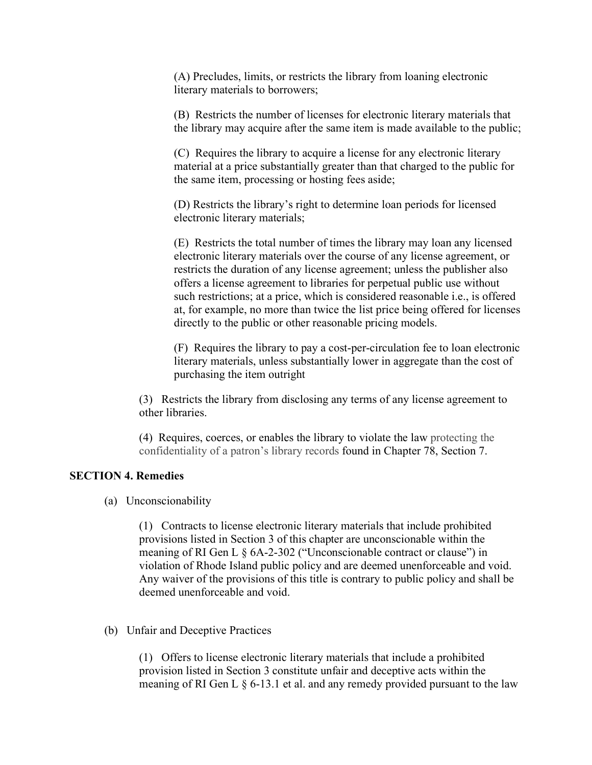(A) Precludes, limits, or restricts the library from loaning electronic literary materials to borrowers;

(B) Restricts the number of licenses for electronic literary materials that the library may acquire after the same item is made available to the public;

(C) Requires the library to acquire a license for any electronic literary material at a price substantially greater than that charged to the public for the same item, processing or hosting fees aside;

(D) Restricts the library's right to determine loan periods for licensed electronic literary materials;

(E) Restricts the total number of times the library may loan any licensed electronic literary materials over the course of any license agreement, or restricts the duration of any license agreement; unless the publisher also offers a license agreement to libraries for perpetual public use without such restrictions; at a price, which is considered reasonable i.e., is offered at, for example, no more than twice the list price being offered for licenses directly to the public or other reasonable pricing models.

(F) Requires the library to pay a cost-per-circulation fee to loan electronic literary materials, unless substantially lower in aggregate than the cost of purchasing the item outright

(3) Restricts the library from disclosing any terms of any license agreement to other libraries.

(4) Requires, coerces, or enables the library to violate the law protecting the confidentiality of a patron's library records found in Chapter 78, Section 7.

**SECTION 4. Remedies**

(a) Unconscionability

(1) Contracts to license electronic literary materials that include prohibited provisions listed in Section 3 of this chapter are unconscionable within the meaning of RI Gen L § 6A-2-302 ("Unconscionable contract or clause") in violation of Rhode Island public policy and are deemed unenforceable and void. Any waiver of the provisions of this title is contrary to public policy and shall be deemed unenforceable and void.

(b) Unfair and Deceptive Practices

(1) Offers to license electronic literary materials that include a prohibited provision listed in Section 3 constitute unfair and deceptive acts within the meaning of RI Gen L § 6-13.1 et al. and any remedy provided pursuant to the law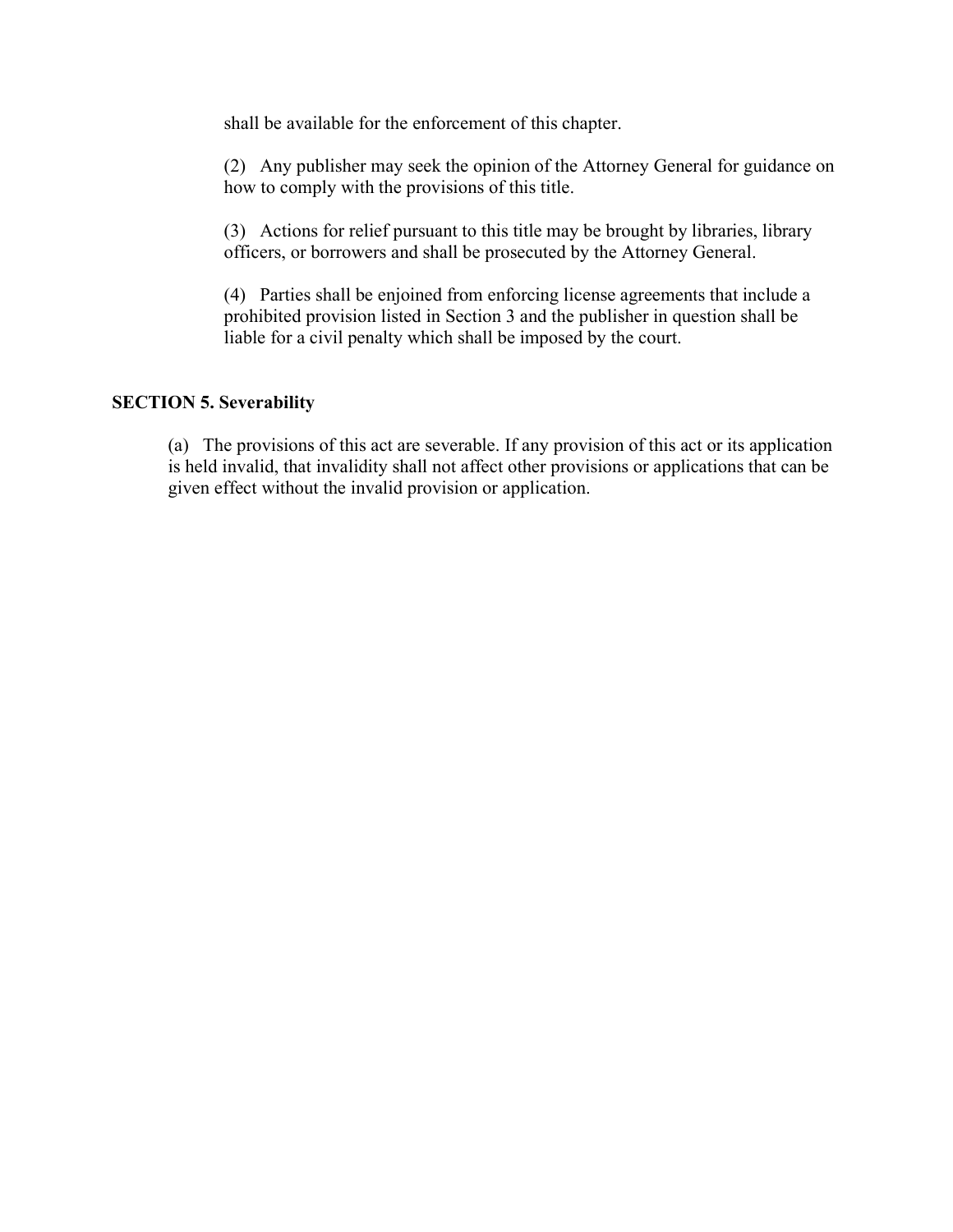shall be available for the enforcement of this chapter.

(2) Any publisher may seek the opinion of the Attorney General for guidance on how to comply with the provisions of this title.

(3) Actions for relief pursuant to this title may be brought by libraries, library officers, or borrowers and shall be prosecuted by the Attorney General.

(4) Parties shall be enjoined from enforcing license agreements that include a prohibited provision listed in Section 3 and the publisher in question shall be liable for a civil penalty which shall be imposed by the court.

**SECTION 5. Severability**

(a) The provisions of this act are severable. If any provision of this act or its application is held invalid, that invalidity shall not affect other provisions or applications that can be given effect without the invalid provision or application.